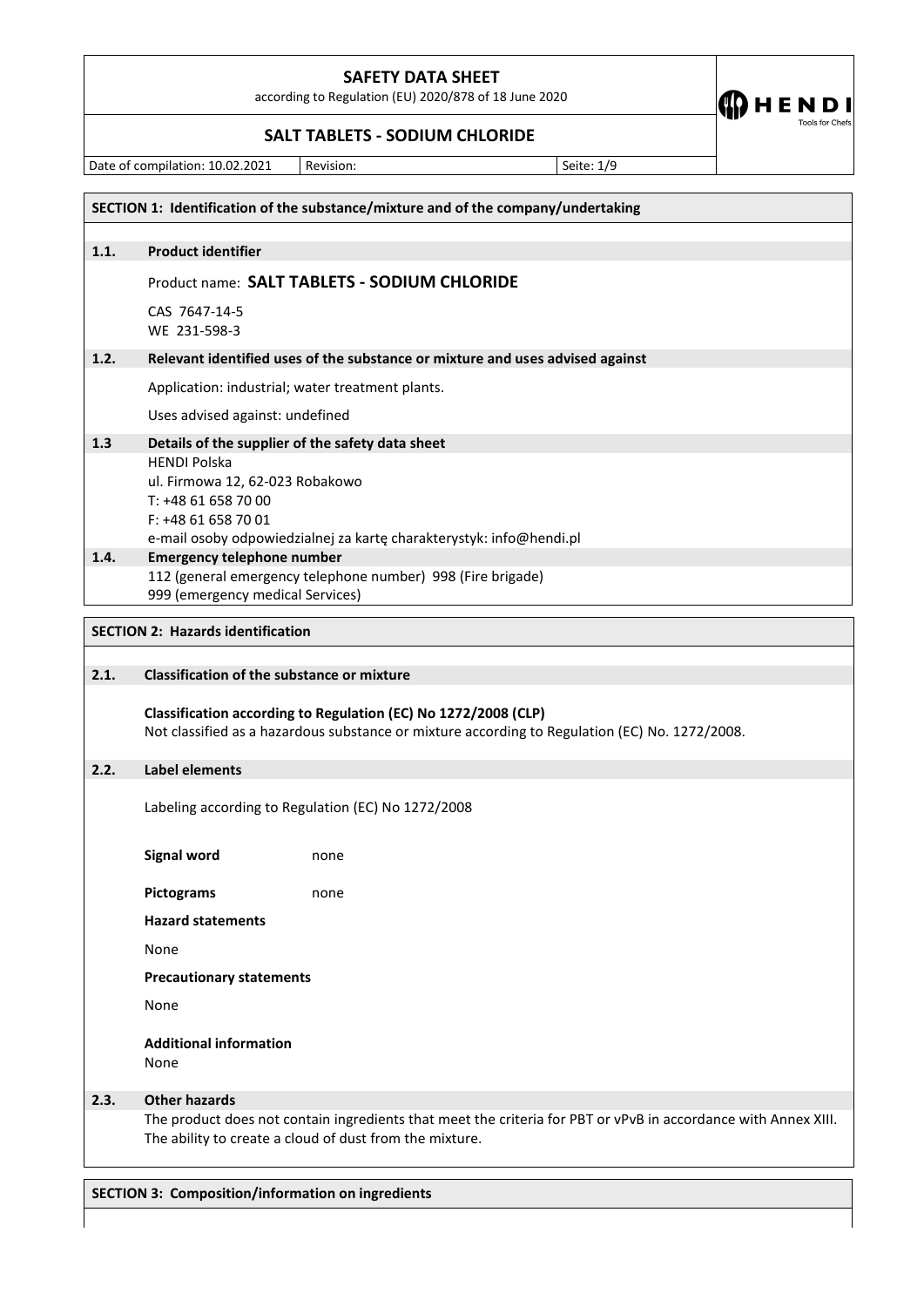# SAFETY DATA SHEET

according to Regulation (EU) 2020/878 of 18 June 2020

## SALT TABLETS - SODIUM CHLORIDE

| Date of compilation: 10.02.2021 | Revision: | Seite: 1/9 |
|---|---|---|

## SECTION 1: Identification of the substance/mixture and of the company/undertaking

### 1.1. Product identifier

Product name: **SALT TABLETS - SODIUM CHLORIDE**

CAS 7647-14-5
WE 231-598-3

### 1.2. Relevant identified uses of the substance or mixture and uses advised against

Application: industrial; water treatment plants.

Uses advised against: undefined

### 1.3 Details of the supplier of the safety data sheet

HENDI Polska
ul. Firmowa 12, 62-023 Robakowo
T: +48 61 658 70 00
F: +48 61 658 70 01
e-mail osoby odpowiedzialnej za kartę charakterystyk: info@hendi.pl

### 1.4. Emergency telephone number

112 (general emergency telephone number) 998 (Fire brigade)
999 (emergency medical Services)

## SECTION 2: Hazards identification

### 2.1. Classification of the substance or mixture

**Classification according to Regulation (EC) No 1272/2008 (CLP)**
Not classified as a hazardous substance or mixture according to Regulation (EC) No. 1272/2008.

### 2.2. Label elements

Labeling according to Regulation (EC) No 1272/2008

**Signal word** none

**Pictograms** none

**Hazard statements**

None

**Precautionary statements**

None

**Additional information**
None

### 2.3. Other hazards

The product does not contain ingredients that meet the criteria for PBT or vPvB in accordance with Annex XIII.
The ability to create a cloud of dust from the mixture.

## SECTION 3: Composition/information on ingredients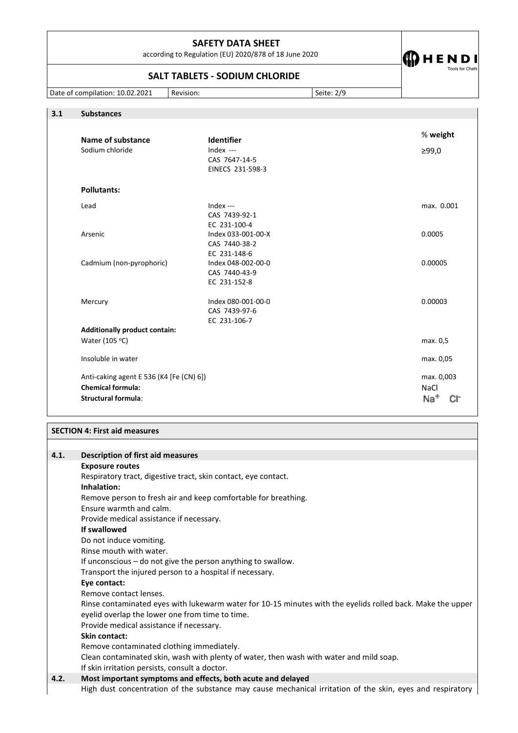### 3.1 Substances

| Name of substance | Identifier | % weight |
|---|---|---|
| Sodium chloride | Index --- CAS 7647-14-5 EINECS 231-598-3 | ≥99,0 |
| **Pollutants:** | | |
| Lead | Index --- CAS 7439-92-1 EC 231-100-4 | max. 0.001 |
| Arsenic | Index 033-001-00-X CAS 7440-38-2 EC 231-148-6 | 0.0005 |
| Cadmium (non-pyrophoric) | Index 048-002-00-0 CAS 7440-43-9 EC 231-152-8 | 0.00005 |
| Mercury | Index 080-001-00-0 CAS 7439-97-6 EC 231-106-7 | 0.00003 |
| **Additionally product contain:** | | |
| Water (105 °C) | | max. 0,5 |
| Insoluble in water | | max. 0,05 |
| Anti-caking agent E 536 (K4 [Fe (CN) 6]) | | max. 0,003 |
| **Chemical formula:** | | NaCl |
| **Structural formula:** | | $Na^+$ $Cl^-$ |

## SECTION 4: First aid measures

### 4.1. Description of first aid measures

**Exposure routes**

Respiratory tract, digestive tract, skin contact, eye contact.

**Inhalation:**

Remove person to fresh air and keep comfortable for breathing.
Ensure warmth and calm.
Provide medical assistance if necessary.

**If swallowed**

Do not induce vomiting.
Rinse mouth with water.
If unconscious – do not give the person anything to swallow.
Transport the injured person to a hospital if necessary.

**Eye contact:**

Remove contact lenses.
Rinse contaminated eyes with lukewarm water for 10-15 minutes with the eyelids rolled back. Make the upper eyelid overlap the lower one from time to time.
Provide medical assistance if necessary.

**Skin contact:**

Remove contaminated clothing immediately.
Clean contaminated skin, wash with plenty of water, then wash with water and mild soap.
If skin irritation persists, consult a doctor.

### 4.2. Most important symptoms and effects, both acute and delayed

High dust concentration of the substance may cause mechanical irritation of the skin, eyes and respiratory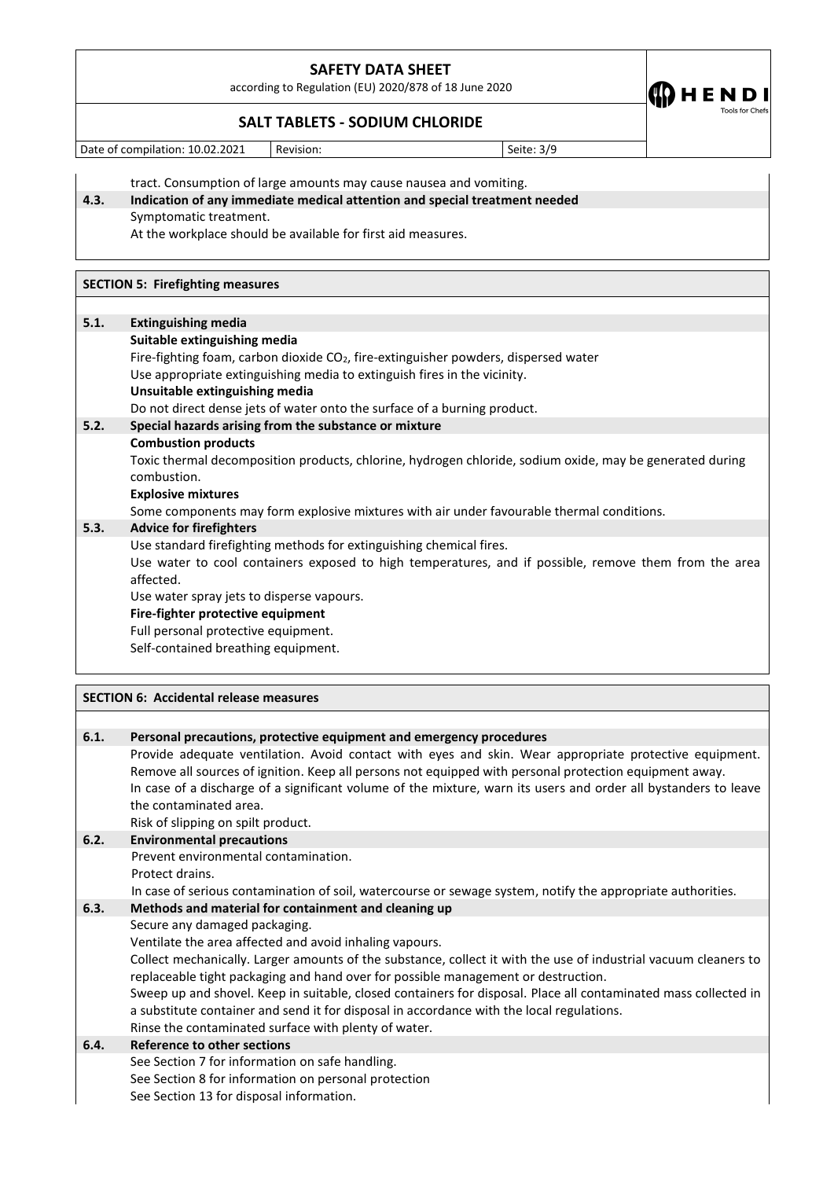tract. Consumption of large amounts may cause nausea and vomiting.

**4.3. Indication of any immediate medical attention and special treatment needed**

Symptomatic treatment.
At the workplace should be available for first aid measures.

## SECTION 5: Firefighting measures

**5.1. Extinguishing media**

**Suitable extinguishing media**

Fire-fighting foam, carbon dioxide $CO_2$, fire-extinguisher powders, dispersed water
Use appropriate extinguishing media to extinguish fires in the vicinity.

**Unsuitable extinguishing media**

Do not direct dense jets of water onto the surface of a burning product.

**5.2. Special hazards arising from the substance or mixture**

**Combustion products**

Toxic thermal decomposition products, chlorine, hydrogen chloride, sodium oxide, may be generated during combustion.

**Explosive mixtures**

Some components may form explosive mixtures with air under favourable thermal conditions.

**5.3. Advice for firefighters**

Use standard firefighting methods for extinguishing chemical fires.
Use water to cool containers exposed to high temperatures, and if possible, remove them from the area affected.
Use water spray jets to disperse vapours.

**Fire-fighter protective equipment**

Full personal protective equipment.
Self-contained breathing equipment.

## SECTION 6: Accidental release measures

**6.1. Personal precautions, protective equipment and emergency procedures**

Provide adequate ventilation. Avoid contact with eyes and skin. Wear appropriate protective equipment. Remove all sources of ignition. Keep all persons not equipped with personal protection equipment away.
In case of a discharge of a significant volume of the mixture, warn its users and order all bystanders to leave the contaminated area.
Risk of slipping on spilt product.

**6.2. Environmental precautions**

Prevent environmental contamination.
Protect drains.
In case of serious contamination of soil, watercourse or sewage system, notify the appropriate authorities.

**6.3. Methods and material for containment and cleaning up**

Secure any damaged packaging.
Ventilate the area affected and avoid inhaling vapours.
Collect mechanically. Larger amounts of the substance, collect it with the use of industrial vacuum cleaners to replaceable tight packaging and hand over for possible management or destruction.
Sweep up and shovel. Keep in suitable, closed containers for disposal. Place all contaminated mass collected in a substitute container and send it for disposal in accordance with the local regulations.
Rinse the contaminated surface with plenty of water.

**6.4. Reference to other sections**

See Section 7 for information on safe handling.
See Section 8 for information on personal protection
See Section 13 for disposal information.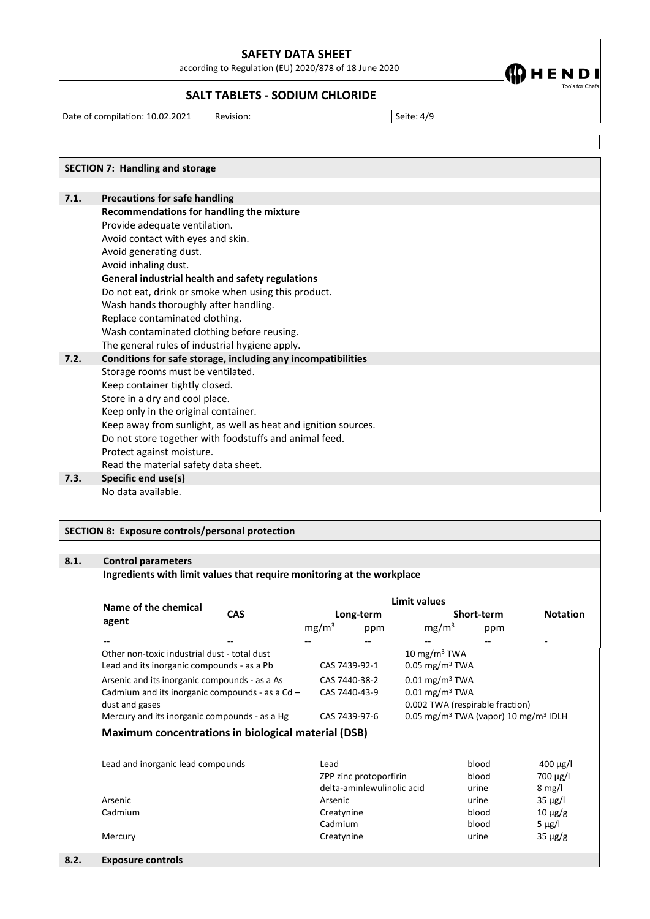## SECTION 7: Handling and storage

### 7.1. Precautions for safe handling

**Recommendations for handling the mixture**

Provide adequate ventilation.
Avoid contact with eyes and skin.
Avoid generating dust.
Avoid inhaling dust.

**General industrial health and safety regulations**

Do not eat, drink or smoke when using this product.
Wash hands thoroughly after handling.
Replace contaminated clothing.
Wash contaminated clothing before reusing.
The general rules of industrial hygiene apply.

### 7.2. Conditions for safe storage, including any incompatibilities

Storage rooms must be ventilated.
Keep container tightly closed.
Store in a dry and cool place.
Keep only in the original container.
Keep away from sunlight, as well as heat and ignition sources.
Do not store together with foodstuffs and animal feed.
Protect against moisture.
Read the material safety data sheet.

### 7.3. Specific end use(s)

No data available.

## SECTION 8: Exposure controls/personal protection

### 8.1. Control parameters

**Ingredients with limit values that require monitoring at the workplace**

| Name of the chemical agent | CAS | Limit values | | | | Notation |
|---|---|---|---|---|---|---|
| | | Long-term | | Short-term | | |
| | | $mg/m^3$ | ppm | $mg/m^3$ | ppm | |
| -- | -- | -- | -- | -- | -- | - |

Other non-toxic industrial dust - total dust — 10 $mg/m^3$ TWA
Lead and its inorganic compounds - as a Pb — CAS 7439-92-1 — 0.05 $mg/m^3$ TWA
Arsenic and its inorganic compounds - as a As — CAS 7440-38-2 — 0.01 $mg/m^3$ TWA
Cadmium and its inorganic compounds - as a Cd – dust and gases — CAS 7440-43-9 — 0.01 $mg/m^3$ TWA, 0.002 TWA (respirable fraction)
Mercury and its inorganic compounds - as a Hg — CAS 7439-97-6 — 0.05 $mg/m^3$ TWA (vapor) 10 $mg/m^3$ IDLH

### Maximum concentrations in biological material (DSB)

| | | | |
|---|---|---|---|
| Lead and inorganic lead compounds | Lead | blood | 400 µg/l |
| | ZPP zinc protoporfirin | blood | 700 µg/l |
| | delta-aminlewulinolic acid | urine | 8 mg/l |
| Arsenic | Arsenic | urine | 35 µg/l |
| Cadmium | Creatynine | blood | 10 µg/g |
| | Cadmium | blood | 5 µg/l |
| Mercury | Creatynine | urine | 35 µg/g |

### 8.2. Exposure controls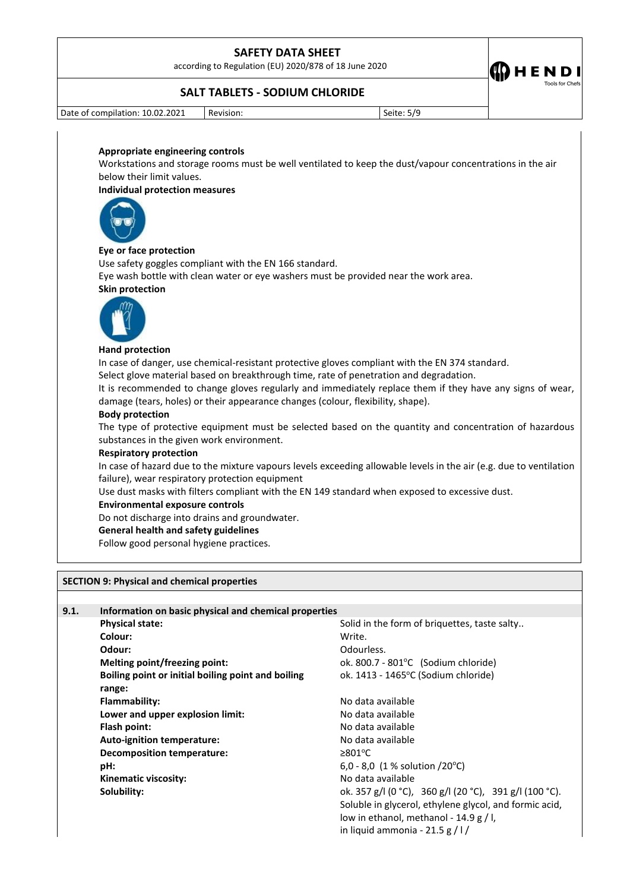**Appropriate engineering controls**

Workstations and storage rooms must be well ventilated to keep the dust/vapour concentrations in the air below their limit values.

**Individual protection measures**

**Eye or face protection**

Use safety goggles compliant with the EN 166 standard.

Eye wash bottle with clean water or eye washers must be provided near the work area.

**Skin protection**

**Hand protection**

In case of danger, use chemical-resistant protective gloves compliant with the EN 374 standard.

Select glove material based on breakthrough time, rate of penetration and degradation.

It is recommended to change gloves regularly and immediately replace them if they have any signs of wear, damage (tears, holes) or their appearance changes (colour, flexibility, shape).

**Body protection**

The type of protective equipment must be selected based on the quantity and concentration of hazardous substances in the given work environment.

**Respiratory protection**

In case of hazard due to the mixture vapours levels exceeding allowable levels in the air (e.g. due to ventilation failure), wear respiratory protection equipment

Use dust masks with filters compliant with the EN 149 standard when exposed to excessive dust.

**Environmental exposure controls**

Do not discharge into drains and groundwater.

**General health and safety guidelines**

Follow good personal hygiene practices.

## SECTION 9: Physical and chemical properties

### 9.1. Information on basic physical and chemical properties

| | |
|---|---|
| **Physical state:** | Solid in the form of briquettes, taste salty.. |
| **Colour:** | Write. |
| **Odour:** | Odourless. |
| **Melting point/freezing point:** | ok. 800.7 - 801°C (Sodium chloride) |
| **Boiling point or initial boiling point and boiling range:** | ok. 1413 - 1465°C (Sodium chloride) |
| **Flammability:** | No data available |
| **Lower and upper explosion limit:** | No data available |
| **Flash point:** | No data available |
| **Auto-ignition temperature:** | No data available |
| **Decomposition temperature:** | ≥801°C |
| **pH:** | 6,0 - 8,0 (1 % solution /20°C) |
| **Kinematic viscosity:** | No data available |
| **Solubility:** | ok. 357 g/l (0 °C), 360 g/l (20 °C), 391 g/l (100 °C). Soluble in glycerol, ethylene glycol, and formic acid, low in ethanol, methanol - 14.9 g / l, in liquid ammonia - 21.5 g / l / |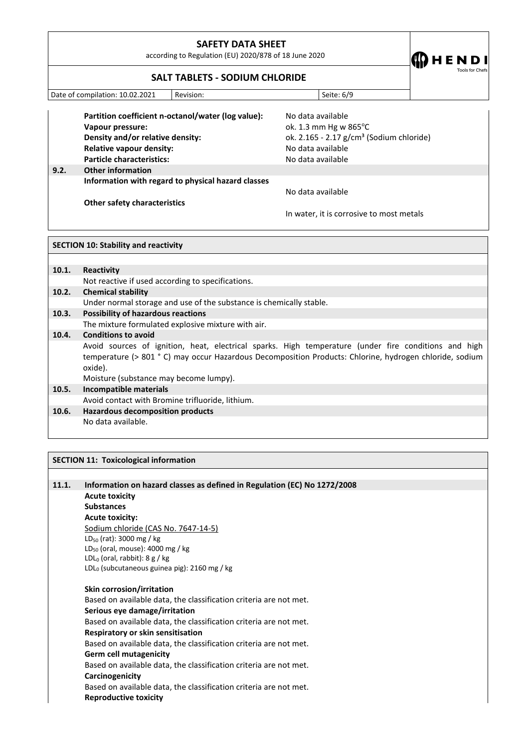| | |
|---|---|
| **Partition coefficient n-octanol/water (log value):** | No data available |
| **Vapour pressure:** | ok. 1.3 mm Hg w 865°C |
| **Density and/or relative density:** | ok. 2.165 - 2.17 g/cm³ (Sodium chloride) |
| **Relative vapour density:** | No data available |
| **Particle characteristics:** | No data available |

### 9.2. Other information

**Information with regard to physical hazard classes**

No data available

**Other safety characteristics**

In water, it is corrosive to most metals

## SECTION 10: Stability and reactivity

### 10.1. Reactivity

Not reactive if used according to specifications.

### 10.2. Chemical stability

Under normal storage and use of the substance is chemically stable.

### 10.3. Possibility of hazardous reactions

The mixture formulated explosive mixture with air.

### 10.4. Conditions to avoid

Avoid sources of ignition, heat, electrical sparks. High temperature (under fire conditions and high temperature (> 801 ° C) may occur Hazardous Decomposition Products: Chlorine, hydrogen chloride, sodium oxide).

Moisture (substance may become lumpy).

### 10.5. Incompatible materials

Avoid contact with Bromine trifluoride, lithium.

### 10.6. Hazardous decomposition products

No data available.

## SECTION 11: Toxicological information

### 11.1. Information on hazard classes as defined in Regulation (EC) No 1272/2008

**Acute toxicity**

**Substances**

**Acute toxicity:**

Sodium chloride (CAS No. 7647-14-5)

$LD_{50}$ (rat): 3000 mg / kg

$LD_{50}$ (oral, mouse): 4000 mg / kg

$LDL_0$ (oral, rabbit): 8 g / kg

$LDL_0$ (subcutaneous guinea pig): 2160 mg / kg

**Skin corrosion/irritation**

Based on available data, the classification criteria are not met.

**Serious eye damage/irritation**

Based on available data, the classification criteria are not met.

**Respiratory or skin sensitisation**

Based on available data, the classification criteria are not met.

**Germ cell mutagenicity**

Based on available data, the classification criteria are not met.

**Carcinogenicity**

Based on available data, the classification criteria are not met.

**Reproductive toxicity**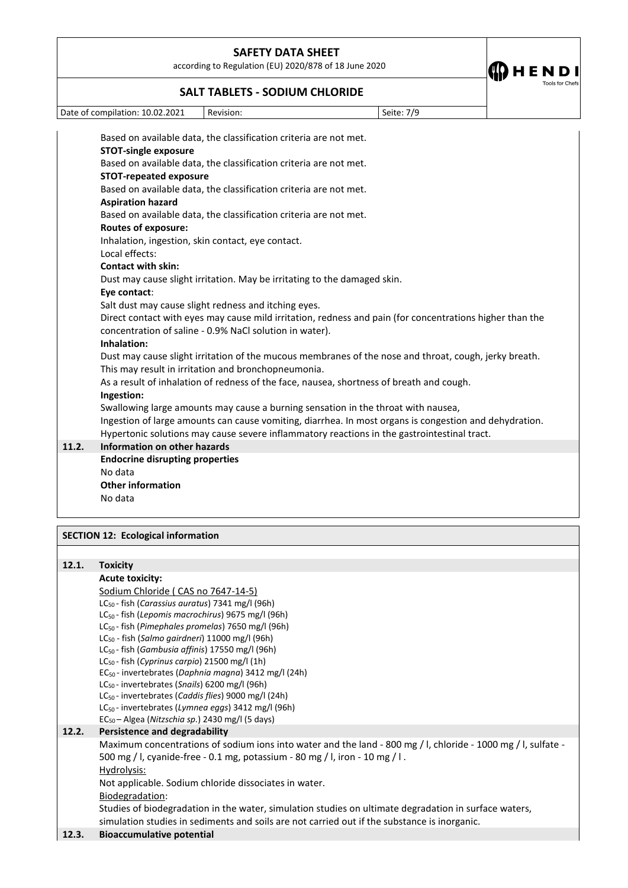Based on available data, the classification criteria are not met.

**STOT-single exposure**

Based on available data, the classification criteria are not met.

**STOT-repeated exposure**

Based on available data, the classification criteria are not met.

**Aspiration hazard**

Based on available data, the classification criteria are not met.

**Routes of exposure:**

Inhalation, ingestion, skin contact, eye contact.

Local effects:

**Contact with skin:**

Dust may cause slight irritation. May be irritating to the damaged skin.

**Eye contact**:

Salt dust may cause slight redness and itching eyes.

Direct contact with eyes may cause mild irritation, redness and pain (for concentrations higher than the concentration of saline - 0.9% NaCl solution in water).

**Inhalation:**

Dust may cause slight irritation of the mucous membranes of the nose and throat, cough, jerky breath. This may result in irritation and bronchopneumonia.

As a result of inhalation of redness of the face, nausea, shortness of breath and cough.

**Ingestion:**

Swallowing large amounts may cause a burning sensation in the throat with nausea,

Ingestion of large amounts can cause vomiting, diarrhea. In most organs is congestion and dehydration.

Hypertonic solutions may cause severe inflammatory reactions in the gastrointestinal tract.

### 11.2. Information on other hazards

**Endocrine disrupting properties**

No data

**Other information**

No data

## SECTION 12: Ecological information

### 12.1. Toxicity

**Acute toxicity:**

Sodium Chloride ( CAS no 7647-14-5)

$LC_{50}$ - fish (*Carassius auratus*) 7341 mg/l (96h)
$LC_{50}$ - fish (*Lepomis macrochirus*) 9675 mg/l (96h)
$LC_{50}$ - fish (*Pimephales promelas*) 7650 mg/l (96h)
$LC_{50}$ - fish (*Salmo gairdneri*) 11000 mg/l (96h)
$LC_{50}$ - fish (*Gambusia affinis*) 17550 mg/l (96h)
$LC_{50}$ - fish (*Cyprinus carpio*) 21500 mg/l (1h)
$EC_{50}$ - invertebrates (*Daphnia magna*) 3412 mg/l (24h)
$LC_{50}$ - invertebrates (*Snails*) 6200 mg/l (96h)
$LC_{50}$ - invertebrates (*Caddis flies*) 9000 mg/l (24h)
$LC_{50}$ - invertebrates (*Lymnea eggs*) 3412 mg/l (96h)
$EC_{50}$ – Algea (*Nitzschia sp.*) 2430 mg/l (5 days)

### 12.2. Persistence and degradability

Maximum concentrations of sodium ions into water and the land - 800 mg / l, chloride - 1000 mg / l, sulfate - 500 mg / l, cyanide-free - 0.1 mg, potassium - 80 mg / l, iron - 10 mg / l .

Hydrolysis:

Not applicable. Sodium chloride dissociates in water.

Biodegradation:

Studies of biodegradation in the water, simulation studies on ultimate degradation in surface waters, simulation studies in sediments and soils are not carried out if the substance is inorganic.

### 12.3. Bioaccumulative potential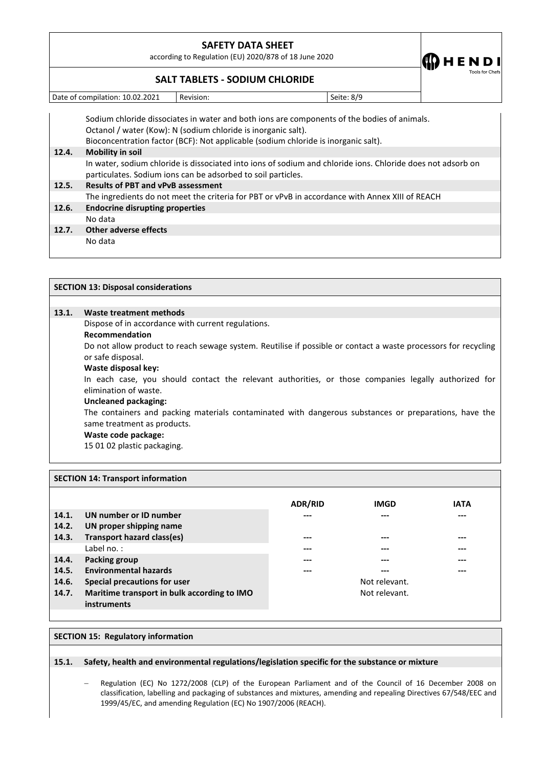Sodium chloride dissociates in water and both ions are components of the bodies of animals.
Octanol / water (Kow): N (sodium chloride is inorganic salt).
Bioconcentration factor (BCF): Not applicable (sodium chloride is inorganic salt).

**12.4. Mobility in soil**

In water, sodium chloride is dissociated into ions of sodium and chloride ions. Chloride does not adsorb on particulates. Sodium ions can be adsorbed to soil particles.

**12.5. Results of PBT and vPvB assessment**

The ingredients do not meet the criteria for PBT or vPvB in accordance with Annex XIII of REACH

**12.6. Endocrine disrupting properties**

No data

**12.7. Other adverse effects**

No data

## SECTION 13: Disposal considerations

**13.1. Waste treatment methods**

Dispose of in accordance with current regulations.

**Recommendation**

Do not allow product to reach sewage system. Reutilise if possible or contact a waste processors for recycling or safe disposal.

**Waste disposal key:**

In each case, you should contact the relevant authorities, or those companies legally authorized for elimination of waste.

**Uncleaned packaging:**

The containers and packing materials contaminated with dangerous substances or preparations, have the same treatment as products.

**Waste code package:**

15 01 02 plastic packaging.

## SECTION 14: Transport information

| | | ADR/RID | IMGD | IATA |
|---|---|---|---|---|
| 14.1. | UN number or ID number | --- | --- | --- |
| 14.2. | UN proper shipping name | | | |
| 14.3. | Transport hazard class(es) | --- | --- | --- |
| | Label no. : | --- | --- | --- |
| 14.4. | Packing group | --- | --- | --- |
| 14.5. | Environmental hazards | --- | --- | --- |
| 14.6. | Special precautions for user | | Not relevant. | |
| 14.7. | Maritime transport in bulk according to IMO instruments | | Not relevant. | |

## SECTION 15: Regulatory information

**15.1. Safety, health and environmental regulations/legislation specific for the substance or mixture**

- Regulation (EC) No 1272/2008 (CLP) of the European Parliament and of the Council of 16 December 2008 on classification, labelling and packaging of substances and mixtures, amending and repealing Directives 67/548/EEC and 1999/45/EC, and amending Regulation (EC) No 1907/2006 (REACH).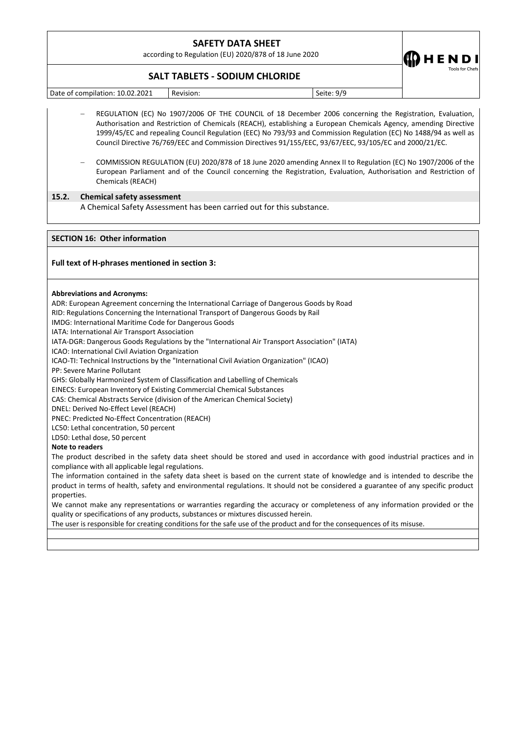- REGULATION (EC) No 1907/2006 OF THE COUNCIL of 18 December 2006 concerning the Registration, Evaluation, Authorisation and Restriction of Chemicals (REACH), establishing a European Chemicals Agency, amending Directive 1999/45/EC and repealing Council Regulation (EEC) No 793/93 and Commission Regulation (EC) No 1488/94 as well as Council Directive 76/769/EEC and Commission Directives 91/155/EEC, 93/67/EEC, 93/105/EC and 2000/21/EC.

- COMMISSION REGULATION (EU) 2020/878 of 18 June 2020 amending Annex II to Regulation (EC) No 1907/2006 of the European Parliament and of the Council concerning the Registration, Evaluation, Authorisation and Restriction of Chemicals (REACH)

### 15.2. Chemical safety assessment

A Chemical Safety Assessment has been carried out for this substance.

## SECTION 16: Other information

**Full text of H-phrases mentioned in section 3:**

**Abbreviations and Acronyms:**

ADR: European Agreement concerning the International Carriage of Dangerous Goods by Road
RID: Regulations Concerning the International Transport of Dangerous Goods by Rail
IMDG: International Maritime Code for Dangerous Goods
IATA: International Air Transport Association
IATA-DGR: Dangerous Goods Regulations by the "International Air Transport Association" (IATA)
ICAO: International Civil Aviation Organization
ICAO-TI: Technical Instructions by the "International Civil Aviation Organization" (ICAO)
PP: Severe Marine Pollutant
GHS: Globally Harmonized System of Classification and Labelling of Chemicals
EINECS: European Inventory of Existing Commercial Chemical Substances
CAS: Chemical Abstracts Service (division of the American Chemical Society)
DNEL: Derived No-Effect Level (REACH)
PNEC: Predicted No-Effect Concentration (REACH)
LC50: Lethal concentration, 50 percent
LD50: Lethal dose, 50 percent

**Note to readers**

The product described in the safety data sheet should be stored and used in accordance with good industrial practices and in compliance with all applicable legal regulations.

The information contained in the safety data sheet is based on the current state of knowledge and is intended to describe the product in terms of health, safety and environmental regulations. It should not be considered a guarantee of any specific product properties.

We cannot make any representations or warranties regarding the accuracy or completeness of any information provided or the quality or specifications of any products, substances or mixtures discussed herein.

The user is responsible for creating conditions for the safe use of the product and for the consequences of its misuse.